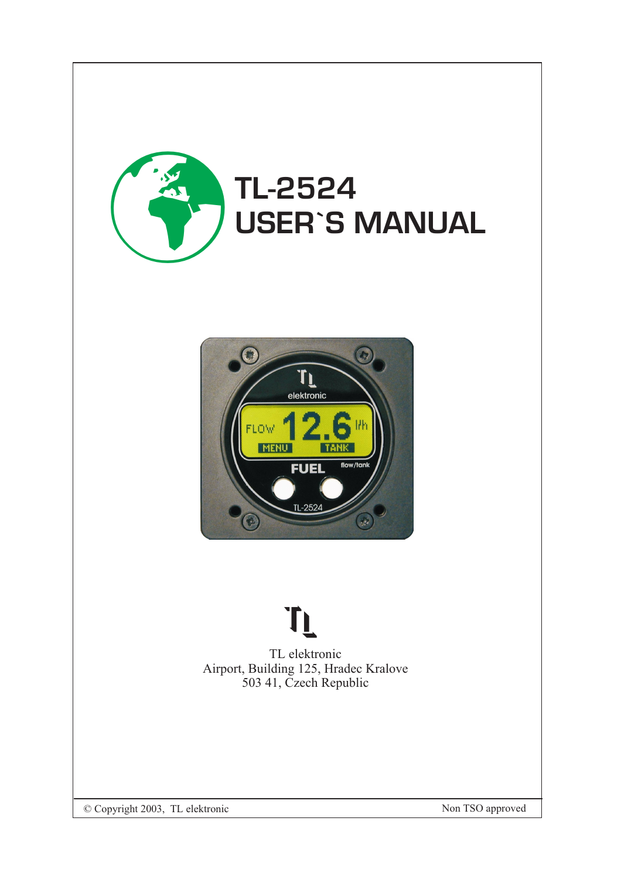# TL-2524 USER`S MANUAL

TL elektronic
Airport, Building 125, Hradec Kralove
503 41, Czech Republic

© Copyright 2003, TL elektronic

Non TSO approved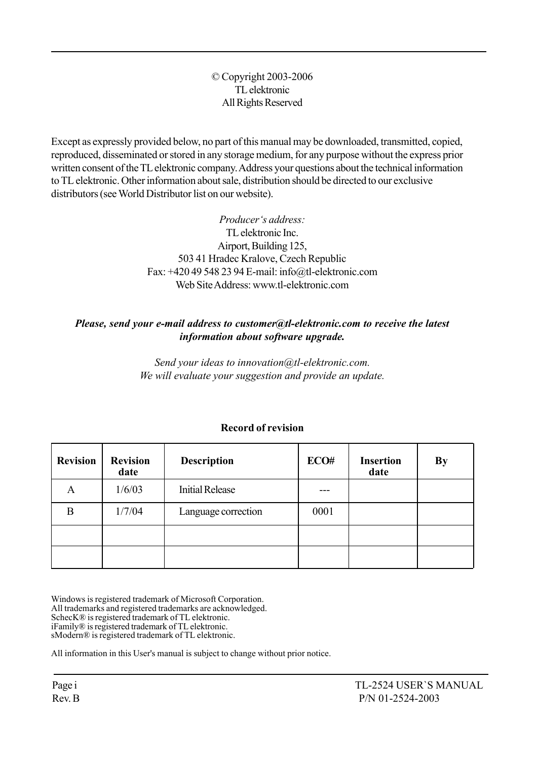© Copyright 2003-2006
TL elektronic
All Rights Reserved

Except as expressly provided below, no part of this manual may be downloaded, transmitted, copied, reproduced, disseminated or stored in any storage medium, for any purpose without the express prior written consent of the TL elektronic company. Address your questions about the technical information to TL elektronic. Other information about sale, distribution should be directed to our exclusive distributors (see World Distributor list on our website).

*Producer's address:*
TL elektronic Inc.
Airport, Building 125,
503 41 Hradec Kralove, Czech Republic
Fax: +420 49 548 23 94 E-mail: info@tl-elektronic.com
Web Site Address: www.tl-elektronic.com

***Please, send your e-mail address to customer@tl-elektronic.com to receive the latest information about software upgrade.***

*Send your ideas to innovation@tl-elektronic.com.*
*We will evaluate your suggestion and provide an update.*

**Record of revision**

| Revision | Revision date | Description | ECO# | Insertion date | By |
|---|---|---|---|---|---|
| A | 1/6/03 | Initial Release | --- | | |
| B | 1/7/04 | Language correction | 0001 | | |
| | | | | | |
| | | | | | |

Windows is registered trademark of Microsoft Corporation.
All trademarks and registered trademarks are acknowledged.
SchecK® is registered trademark of TL elektronic.
iFamily® is registered trademark of TL elektronic.
sModern® is registered trademark of TL elektronic.

All information in this User's manual is subject to change without prior notice.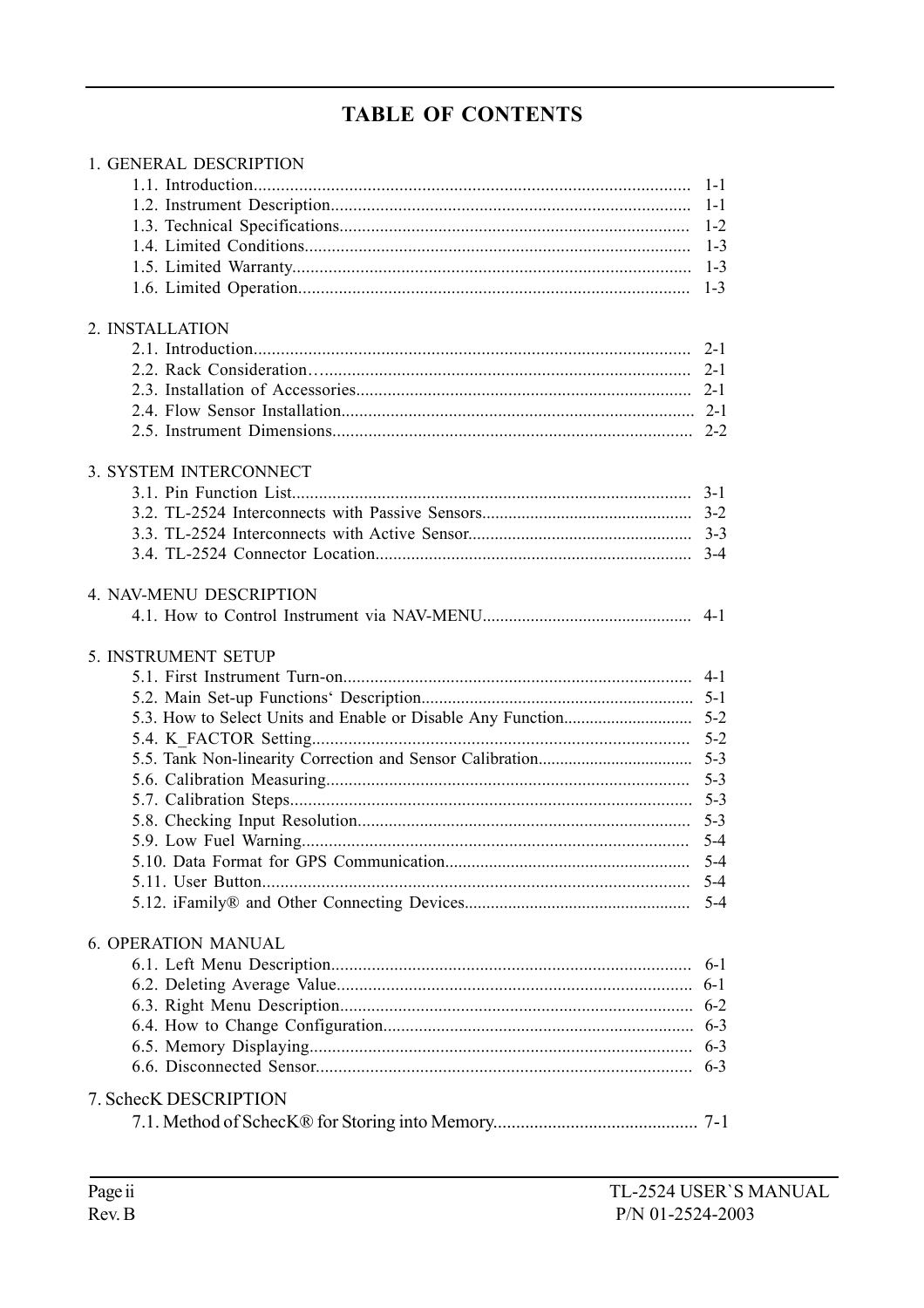# TABLE OF CONTENTS

1. GENERAL DESCRIPTION
   - 1.1. Introduction................................................................................................ 1-1
   - 1.2. Instrument Description............................................................................... 1-1
   - 1.3. Technical Specifications............................................................................. 1-2
   - 1.4. Limited Conditions..................................................................................... 1-3
   - 1.5. Limited Warranty........................................................................................ 1-3
   - 1.6. Limited Operation....................................................................................... 1-3

2. INSTALLATION
   - 2.1. Introduction................................................................................................ 2-1
   - 2.2. Rack Consideration…................................................................................. 2-1
   - 2.3. Installation of Accessories.......................................................................... 2-1
   - 2.4. Flow Sensor Installation.............................................................................. 2-1
   - 2.5. Instrument Dimensions................................................................................ 2-2

3. SYSTEM INTERCONNECT
   - 3.1. Pin Function List......................................................................................... 3-1
   - 3.2. TL-2524 Interconnects with Passive Sensors............................................... 3-2
   - 3.3. TL-2524 Interconnects with Active Sensor.................................................. 3-3
   - 3.4. TL-2524 Connector Location...................................................................... 3-4

4. NAV-MENU DESCRIPTION
   - 4.1. How to Control Instrument via NAV-MENU............................................... 4-1

5. INSTRUMENT SETUP
   - 5.1. First Instrument Turn-on............................................................................. 4-1
   - 5.2. Main Set-up Functions‘ Description............................................................ 5-1
   - 5.3. How to Select Units and Enable or Disable Any Function............................ 5-2
   - 5.4. K_FACTOR Setting.................................................................................... 5-2
   - 5.5. Tank Non-linearity Correction and Sensor Calibration.................................. 5-3
   - 5.6. Calibration Measuring................................................................................. 5-3
   - 5.7. Calibration Steps......................................................................................... 5-3
   - 5.8. Checking Input Resolution.......................................................................... 5-3
   - 5.9. Low Fuel Warning...................................................................................... 5-4
   - 5.10. Data Format for GPS Communication....................................................... 5-4
   - 5.11. User Button.............................................................................................. 5-4
   - 5.12. iFamily® and Other Connecting Devices................................................... 5-4

6. OPERATION MANUAL
   - 6.1. Left Menu Description................................................................................ 6-1
   - 6.2. Deleting Average Value............................................................................... 6-1
   - 6.3. Right Menu Description.............................................................................. 6-2
   - 6.4. How to Change Configuration..................................................................... 6-3
   - 6.5. Memory Displaying..................................................................................... 6-3
   - 6.6. Disconnected Sensor................................................................................... 6-3

7. ScheckK DESCRIPTION
   - 7.1. Method of SchecK® for Storing into Memory............................................ 7-1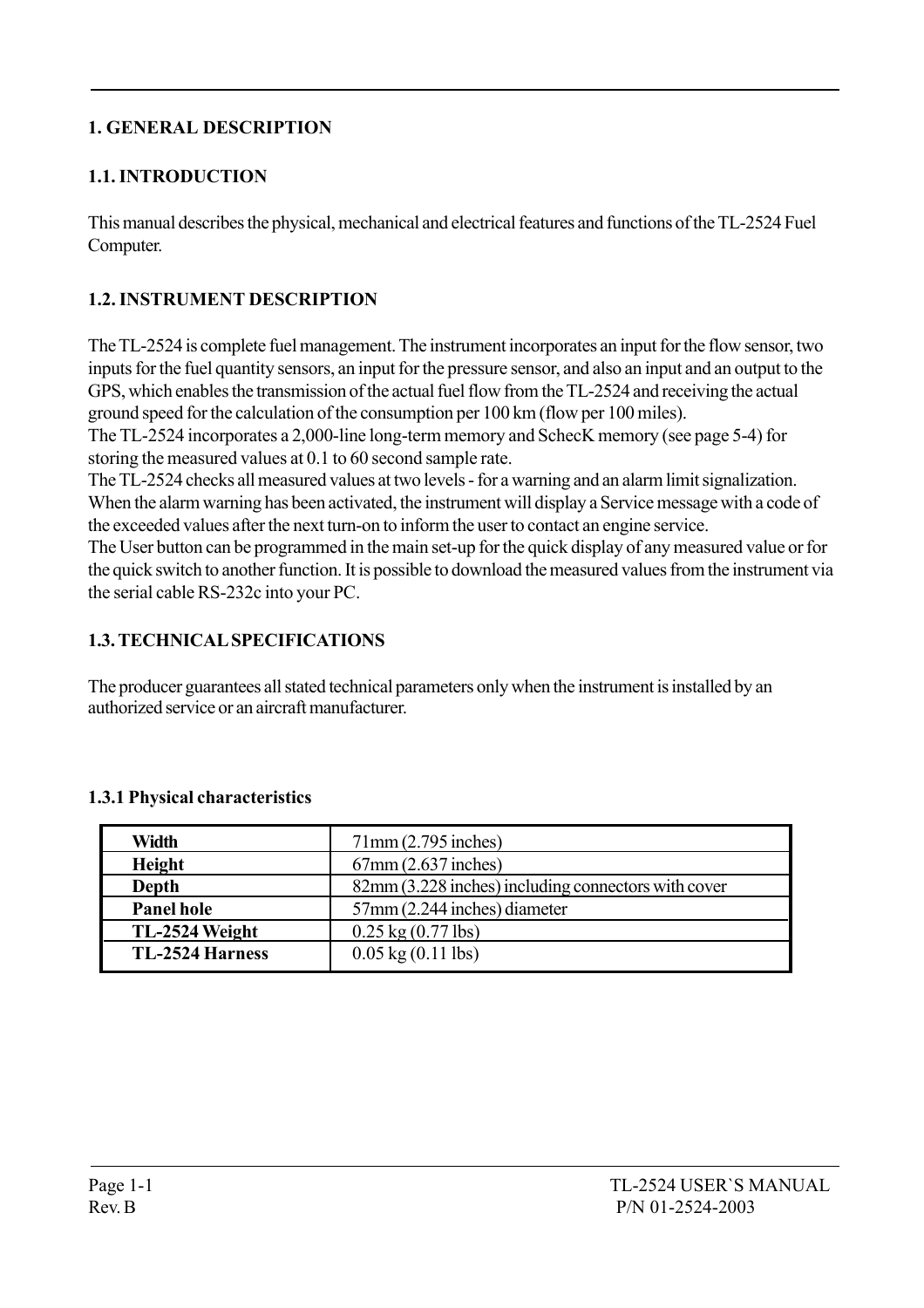# 1. GENERAL DESCRIPTION

## 1.1. INTRODUCTION

This manual describes the physical, mechanical and electrical features and functions of the TL-2524 Fuel Computer.

## 1.2. INSTRUMENT DESCRIPTION

The TL-2524 is complete fuel management. The instrument incorporates an input for the flow sensor, two inputs for the fuel quantity sensors, an input for the pressure sensor, and also an input and an output to the GPS, which enables the transmission of the actual fuel flow from the TL-2524 and receiving the actual ground speed for the calculation of the consumption per 100 km (flow per 100 miles).
The TL-2524 incorporates a 2,000-line long-term memory and SchecK memory (see page 5-4) for storing the measured values at 0.1 to 60 second sample rate.
The TL-2524 checks all measured values at two levels - for a warning and an alarm limit signalization. When the alarm warning has been activated, the instrument will display a Service message with a code of the exceeded values after the next turn-on to inform the user to contact an engine service.
The User button can be programmed in the main set-up for the quick display of any measured value or for the quick switch to another function. It is possible to download the measured values from the instrument via the serial cable RS-232c into your PC.

## 1.3. TECHNICAL SPECIFICATIONS

The producer guarantees all stated technical parameters only when the instrument is installed by an authorized service or an aircraft manufacturer.

### 1.3.1 Physical characteristics

| | |
|---|---|
| **Width** | 71mm (2.795 inches) |
| **Height** | 67mm (2.637 inches) |
| **Depth** | 82mm (3.228 inches) including connectors with cover |
| **Panel hole** | 57mm (2.244 inches) diameter |
| **TL-2524 Weight** | 0.25 kg (0.77 lbs) |
| **TL-2524 Harness** | 0.05 kg (0.11 lbs) |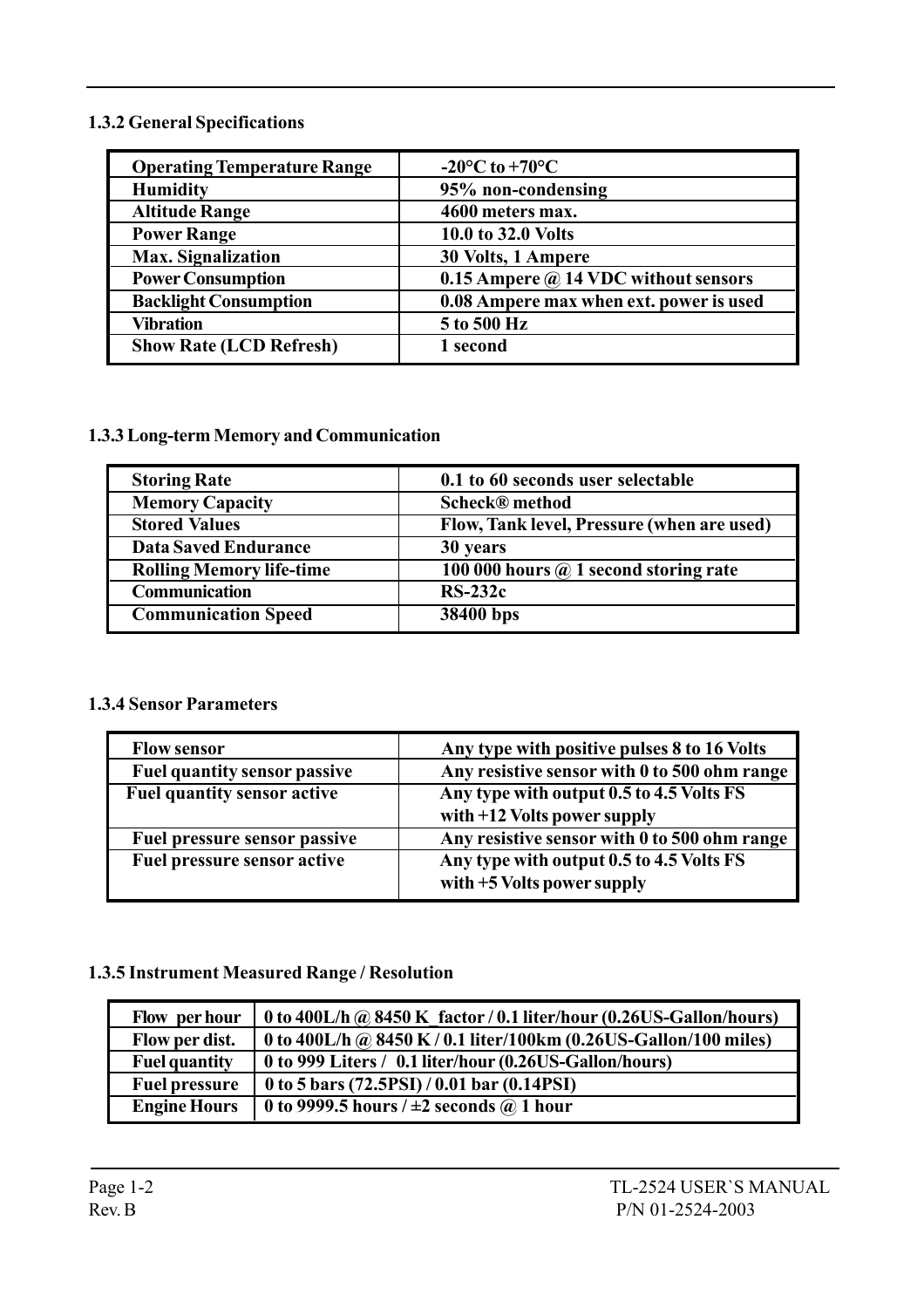### 1.3.2 General Specifications

| | |
|---|---|
| Operating Temperature Range | -20°C to +70°C |
| Humidity | 95% non-condensing |
| Altitude Range | 4600 meters max. |
| Power Range | 10.0 to 32.0 Volts |
| Max. Signalization | 30 Volts, 1 Ampere |
| Power Consumption | 0.15 Ampere @ 14 VDC without sensors |
| Backlight Consumption | 0.08 Ampere max when ext. power is used |
| Vibration | 5 to 500 Hz |
| Show Rate (LCD Refresh) | 1 second |

### 1.3.3 Long-term Memory and Communication

| | |
|---|---|
| Storing Rate | 0.1 to 60 seconds user selectable |
| Memory Capacity | Scheck® method |
| Stored Values | Flow, Tank level, Pressure (when are used) |
| Data Saved Endurance | 30 years |
| Rolling Memory life-time | 100 000 hours @ 1 second storing rate |
| Communication | RS-232c |
| Communication Speed | 38400 bps |

### 1.3.4 Sensor Parameters

| | |
|---|---|
| Flow sensor | Any type with positive pulses 8 to 16 Volts |
| Fuel quantity sensor passive | Any resistive sensor with 0 to 500 ohm range |
| Fuel quantity sensor active | Any type with output 0.5 to 4.5 Volts FS with +12 Volts power supply |
| Fuel pressure sensor passive | Any resistive sensor with 0 to 500 ohm range |
| Fuel pressure sensor active | Any type with output 0.5 to 4.5 Volts FS with +5 Volts power supply |

### 1.3.5 Instrument Measured Range / Resolution

| | |
|---|---|
| Flow per hour | 0 to 400L/h @ 8450 K_factor / 0.1 liter/hour (0.26US-Gallon/hours) |
| Flow per dist. | 0 to 400L/h @ 8450 K / 0.1 liter/100km (0.26US-Gallon/100 miles) |
| Fuel quantity | 0 to 999 Liters / 0.1 liter/hour (0.26US-Gallon/hours) |
| Fuel pressure | 0 to 5 bars (72.5PSI) / 0.01 bar (0.14PSI) |
| Engine Hours | 0 to 9999.5 hours / ±2 seconds @ 1 hour |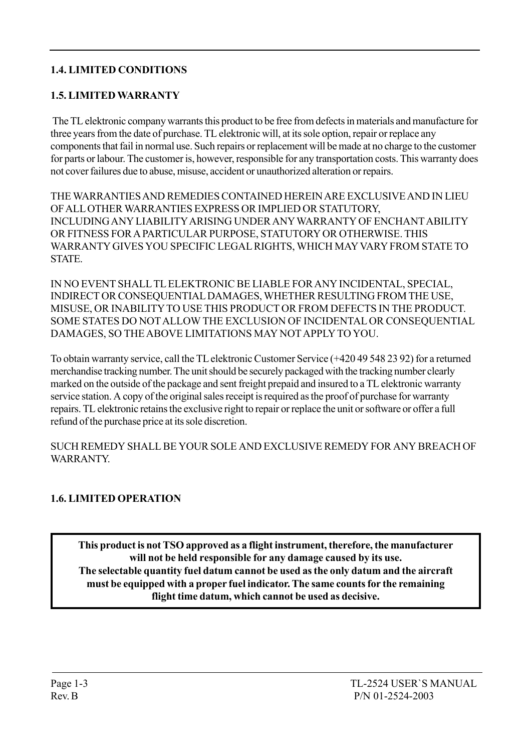### 1.4. LIMITED CONDITIONS

### 1.5. LIMITED WARRANTY

The TL elektronic company warrants this product to be free from defects in materials and manufacture for three years from the date of purchase. TL elektronic will, at its sole option, repair or replace any components that fail in normal use. Such repairs or replacement will be made at no charge to the customer for parts or labour. The customer is, however, responsible for any transportation costs. This warranty does not cover failures due to abuse, misuse, accident or unauthorized alteration or repairs.

THE WARRANTIES AND REMEDIES CONTAINED HEREIN ARE EXCLUSIVE AND IN LIEU OF ALL OTHER WARRANTIES EXPRESS OR IMPLIED OR STATUTORY, INCLUDING ANY LIABILITY ARISING UNDER ANY WARRANTY OF ENCHANT ABILITY OR FITNESS FOR A PARTICULAR PURPOSE, STATUTORY OR OTHERWISE. THIS WARRANTY GIVES YOU SPECIFIC LEGAL RIGHTS, WHICH MAY VARY FROM STATE TO STATE.

IN NO EVENT SHALL TL ELEKTRONIC BE LIABLE FOR ANY INCIDENTAL, SPECIAL, INDIRECT OR CONSEQUENTIAL DAMAGES, WHETHER RESULTING FROM THE USE, MISUSE, OR INABILITY TO USE THIS PRODUCT OR FROM DEFECTS IN THE PRODUCT. SOME STATES DO NOT ALLOW THE EXCLUSION OF INCIDENTAL OR CONSEQUENTIAL DAMAGES, SO THE ABOVE LIMITATIONS MAY NOT APPLY TO YOU.

To obtain warranty service, call the TL elektronic Customer Service (+420 49 548 23 92) for a returned merchandise tracking number. The unit should be securely packaged with the tracking number clearly marked on the outside of the package and sent freight prepaid and insured to a TL elektronic warranty service station. A copy of the original sales receipt is required as the proof of purchase for warranty repairs. TL elektronic retains the exclusive right to repair or replace the unit or software or offer a full refund of the purchase price at its sole discretion.

SUCH REMEDY SHALL BE YOUR SOLE AND EXCLUSIVE REMEDY FOR ANY BREACH OF WARRANTY.

### 1.6. LIMITED OPERATION

**This product is not TSO approved as a flight instrument, therefore, the manufacturer will not be held responsible for any damage caused by its use. The selectable quantity fuel datum cannot be used as the only datum and the aircraft must be equipped with a proper fuel indicator. The same counts for the remaining flight time datum, which cannot be used as decisive.**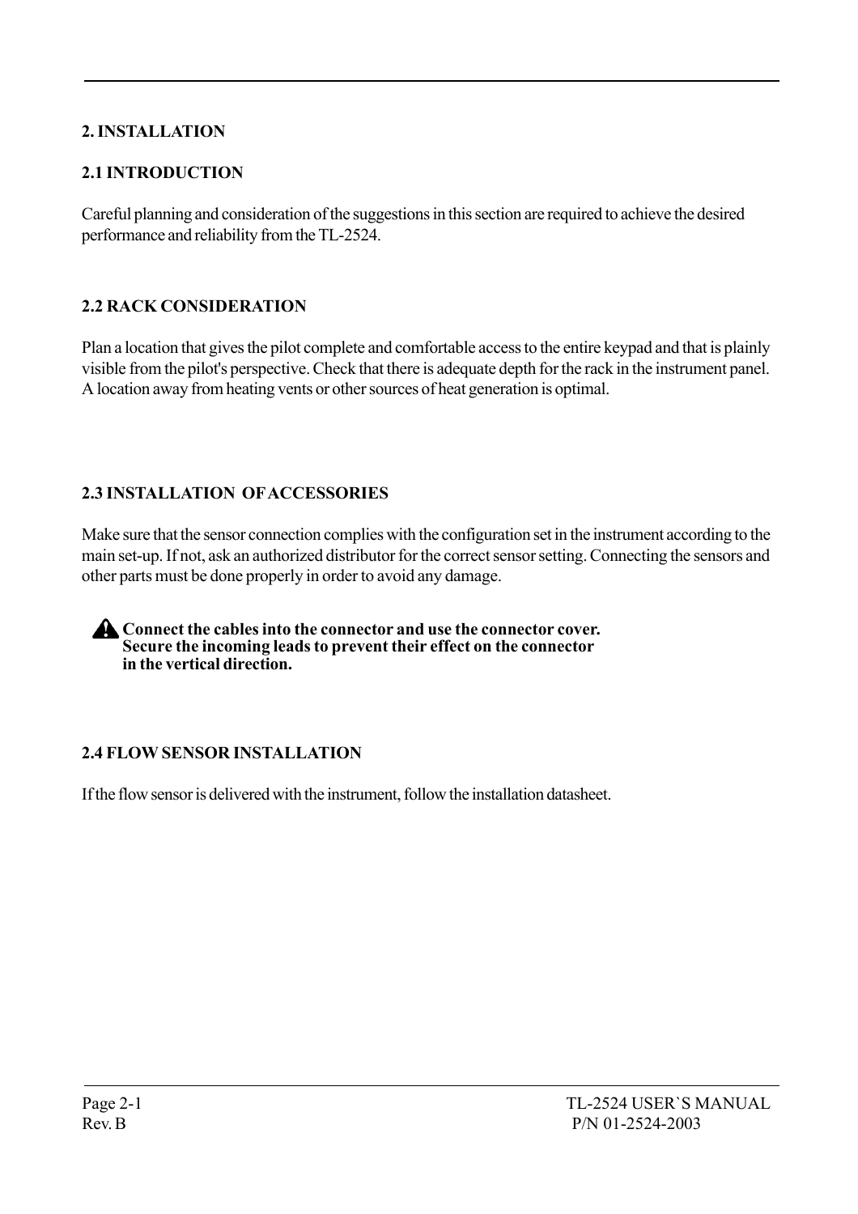# 2. INSTALLATION

## 2.1 INTRODUCTION

Careful planning and consideration of the suggestions in this section are required to achieve the desired performance and reliability from the TL-2524.

## 2.2 RACK CONSIDERATION

Plan a location that gives the pilot complete and comfortable access to the entire keypad and that is plainly visible from the pilot's perspective. Check that there is adequate depth for the rack in the instrument panel. A location away from heating vents or other sources of heat generation is optimal.

## 2.3 INSTALLATION OF ACCESSORIES

Make sure that the sensor connection complies with the configuration set in the instrument according to the main set-up. If not, ask an authorized distributor for the correct sensor setting. Connecting the sensors and other parts must be done properly in order to avoid any damage.

⚠ **Connect the cables into the connector and use the connector cover. Secure the incoming leads to prevent their effect on the connector in the vertical direction.**

## 2.4 FLOW SENSOR INSTALLATION

If the flow sensor is delivered with the instrument, follow the installation datasheet.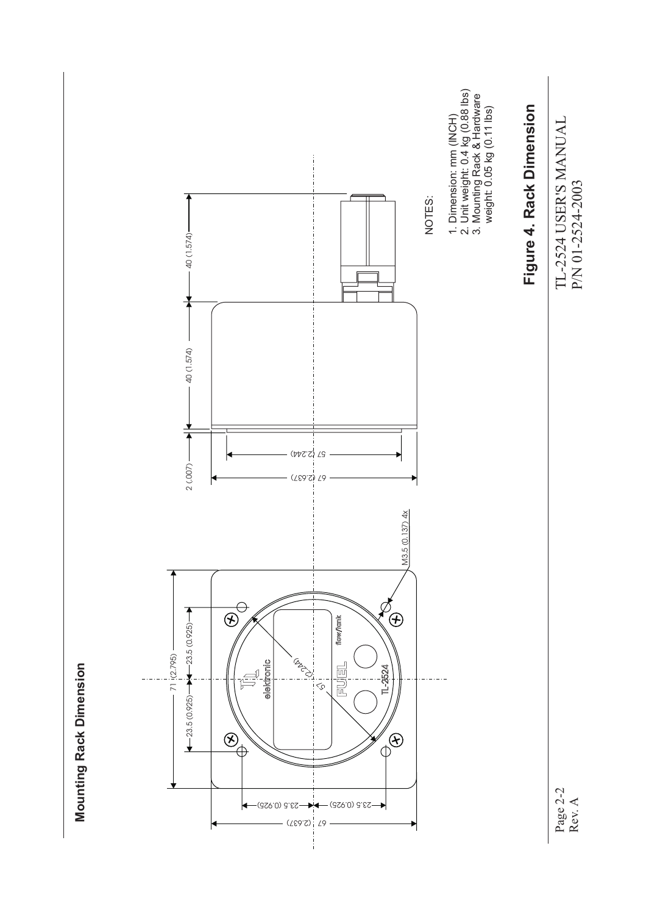## Mounting Rack Dimension

NOTES:

1. Dimension: mm (INCH)
2. Unit weight: 0.4 kg (0.88 lbs)
3. Mounting Rack & Hardware weight: 0.05 kg (0.11 lbs)

**Figure 4. Rack Dimension**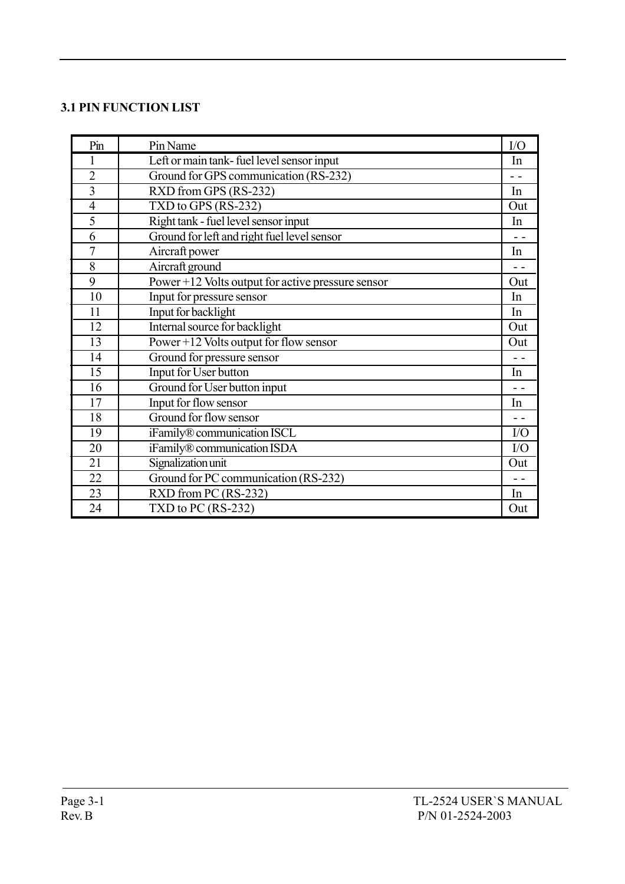### 3.1 PIN FUNCTION LIST

| Pin | Pin Name | I/O |
|---|---|---|
| 1 | Left or main tank- fuel level sensor input | In |
| 2 | Ground for GPS communication (RS-232) | - - |
| 3 | RXD from GPS (RS-232) | In |
| 4 | TXD to GPS (RS-232) | Out |
| 5 | Right tank - fuel level sensor input | In |
| 6 | Ground for left and right fuel level sensor | - - |
| 7 | Aircraft power | In |
| 8 | Aircraft ground | - - |
| 9 | Power +12 Volts output for active pressure sensor | Out |
| 10 | Input for pressure sensor | In |
| 11 | Input for backlight | In |
| 12 | Internal source for backlight | Out |
| 13 | Power +12 Volts output for flow sensor | Out |
| 14 | Ground for pressure sensor | - - |
| 15 | Input for User button | In |
| 16 | Ground for User button input | - - |
| 17 | Input for flow sensor | In |
| 18 | Ground for flow sensor | - - |
| 19 | iFamily® communication ISCL | I/O |
| 20 | iFamily® communication ISDA | I/O |
| 21 | Signalization unit | Out |
| 22 | Ground for PC communication (RS-232) | - - |
| 23 | RXD from PC (RS-232) | In |
| 24 | TXD to PC (RS-232) | Out |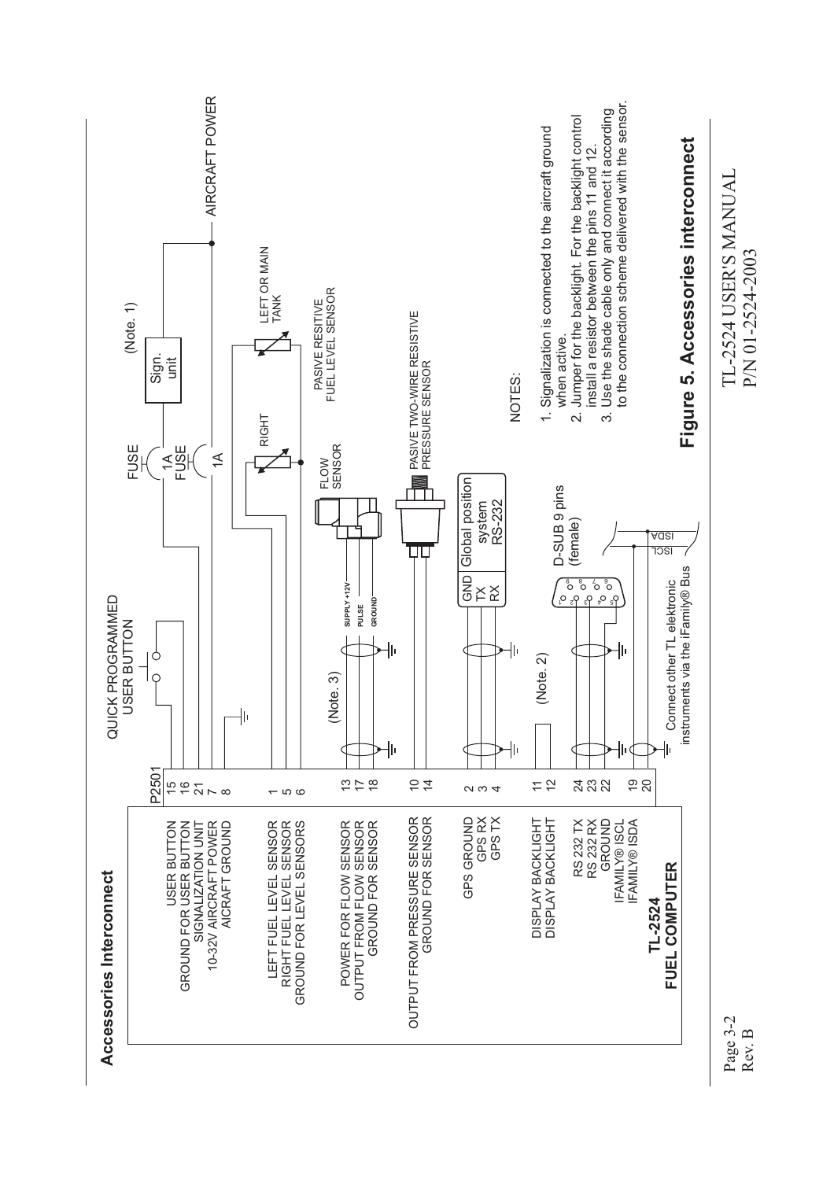## Accessories Interconnect

**TL-2524 FUEL COMPUTER**

| Function | P2501 pin |
|---|---|
| USER BUTTON | 15 |
| GROUND FOR USER BUTTON | 16 |
| SIGNALIZATION UNIT | 21 |
| 10-32V AIRCRAFT POWER | 7 |
| AICRAFT GROUND | 8 |
| LEFT FUEL LEVEL SENSOR | 1 |
| RIGHT FUEL LEVEL SENSOR | 5 |
| GROUND FOR LEVEL SENSORS | 6 |
| POWER FOR FLOW SENSOR | 13 |
| OUTPUT FROM FLOW SENSOR | 17 |
| GROUND FOR SENSOR | 18 |
| OUTPUT FROM PRESSURE SENSOR | 10 |
| GROUND FOR SENSOR | 14 |
| GPS GROUND | 2 |
| GPS RX | 3 |
| GPS TX | 4 |
| DISPLAY BACKLIGHT | 11 |
| DISPLAY BACKLIGHT | 12 |
| RS 232 TX | 24 |
| RS 232 RX | 23 |
| GROUND | 22 |
| IFAMILY® ISCL | 19 |
| IFAMILY® ISDA | 20 |

QUICK PROGRAMMED USER BUTTON

FUSE 1A — Sign. unit (Note. 1)

FUSE 1A — AIRCRAFT POWER

LEFT OR MAIN TANK — RIGHT — PASIVE RESITIVE FUEL LEVEL SENSOR

(Note. 3) — SUPPLY +12V, PULSE, GROUND — FLOW SENSOR

PASIVE TWO-WIRE RESISTIVE PRESSURE SENSOR

Global position system RS-232 — GND, TX, RX

(Note. 2)

D-SUB 9 pins (female)

ISCL, ISDA — Connect other TL elektronic instruments via the iFamily® Bus

NOTES:

1. Signalization is connected to the aircraft ground when active.
2. Jumper for the backlight. For the backlight control install a resistor between the pins 11 and 12.
3. Use the shade cable only and connect it according to the connection scheme delivered with the sensor.

**Figure 5. Accessories interconnect**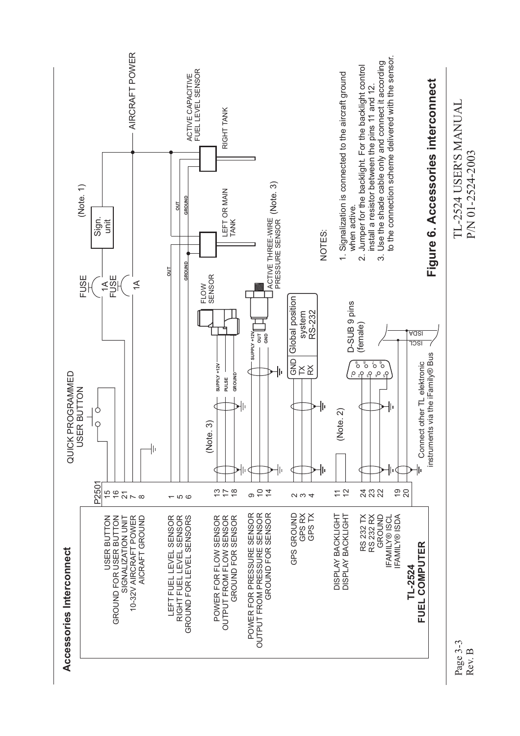## Accessories Interconnect

**TL-2524 FUEL COMPUTER**

| Function | P2501 |
|---|---|
| USER BUTTON | 15 |
| GROUND FOR USER BUTTON | 16 |
| SIGNALIZATION UNIT | 21 |
| 10-32V AIRCRAFT POWER | 7 |
| AICRAFT GROUND | 8 |
| LEFT FUEL LEVEL SENSOR | 1 |
| RIGHT FUEL LEVEL SENSOR | 5 |
| GROUND FOR LEVEL SENSORS | 6 |
| POWER FOR FLOW SENSOR | 13 |
| OUTPUT FROM FLOW SENSOR | 17 |
| GROUND FOR SENSOR | 18 |
| POWER FOR PRESSURE SENSOR | 9 |
| OUTPUT FROM PRESSURE SENSOR | 10 |
| GROUND FOR SENSOR | 14 |
| GPS GROUND | 2 |
| GPS RX | 3 |
| GPS TX | 4 |
| DISPLAY BACKLIGHT | 11 |
| DISPLAY BACKLIGHT | 12 |
| RS 232 TX | 24 |
| RS 232 RX | 23 |
| GROUND | 22 |
| IFAMILY® ISCL | 19 |
| IFAMILY® ISDA | 20 |

QUICK PROGRAMMED USER BUTTON

FUSE 1A, FUSE 1A, Sign. unit (Note. 1), AIRCRAFT POWER

ACTIVE CAPACITIVE FUEL LEVEL SENSOR — LEFT OR MAIN TANK, RIGHT TANK (OUT, GROUND)

(Note. 3) FLOW SENSOR (SUPPLY +12V, PULSE, GROUND)

ACTIVE THREE-WIRE PRESSURE SENSOR (Note. 3) (SUPPLY +12V, OUT, GND)

Global position system RS-232 (GND, TX, RX)

(Note. 2)

D-SUB 9 pins (female)

Connect other TL elektronic instruments via the iFamily® Bus (ISCL, ISDA)

NOTES:

1. Signalization is connected to the aircraft ground when active.
2. Jumper for the backlight. For the backlight control install a resistor between the pins 11 and 12.
3. Use the shade cable only and connect it according to the connection scheme delivered with the sensor.

**Figure 6. Accessories interconnect**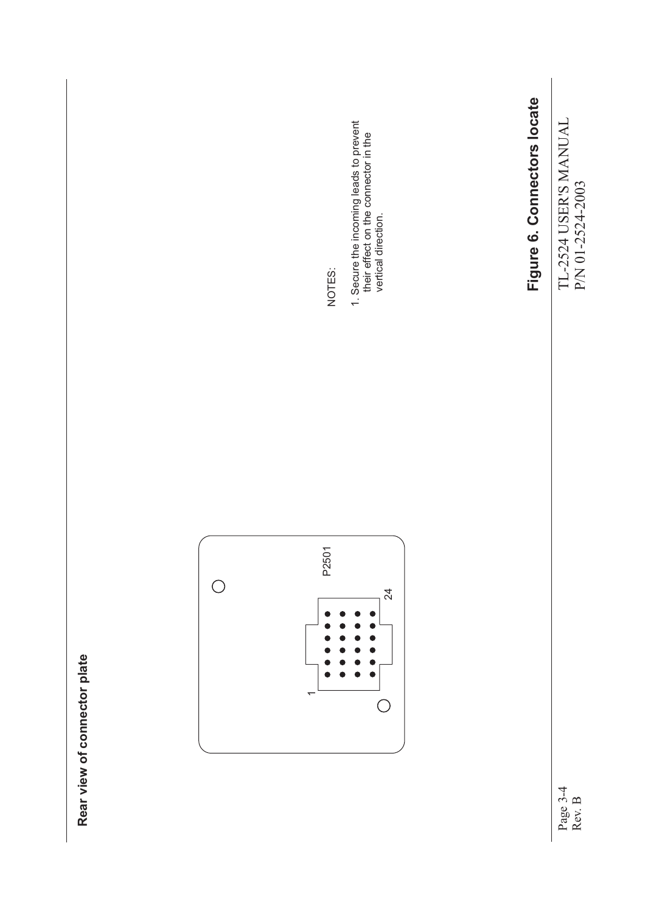**Rear view of connector plate**

1

24

P2501

NOTES:

1. Secure the incoming leads to prevent their effect on the connector in the vertical direction.

**Figure 6. Connectors locate**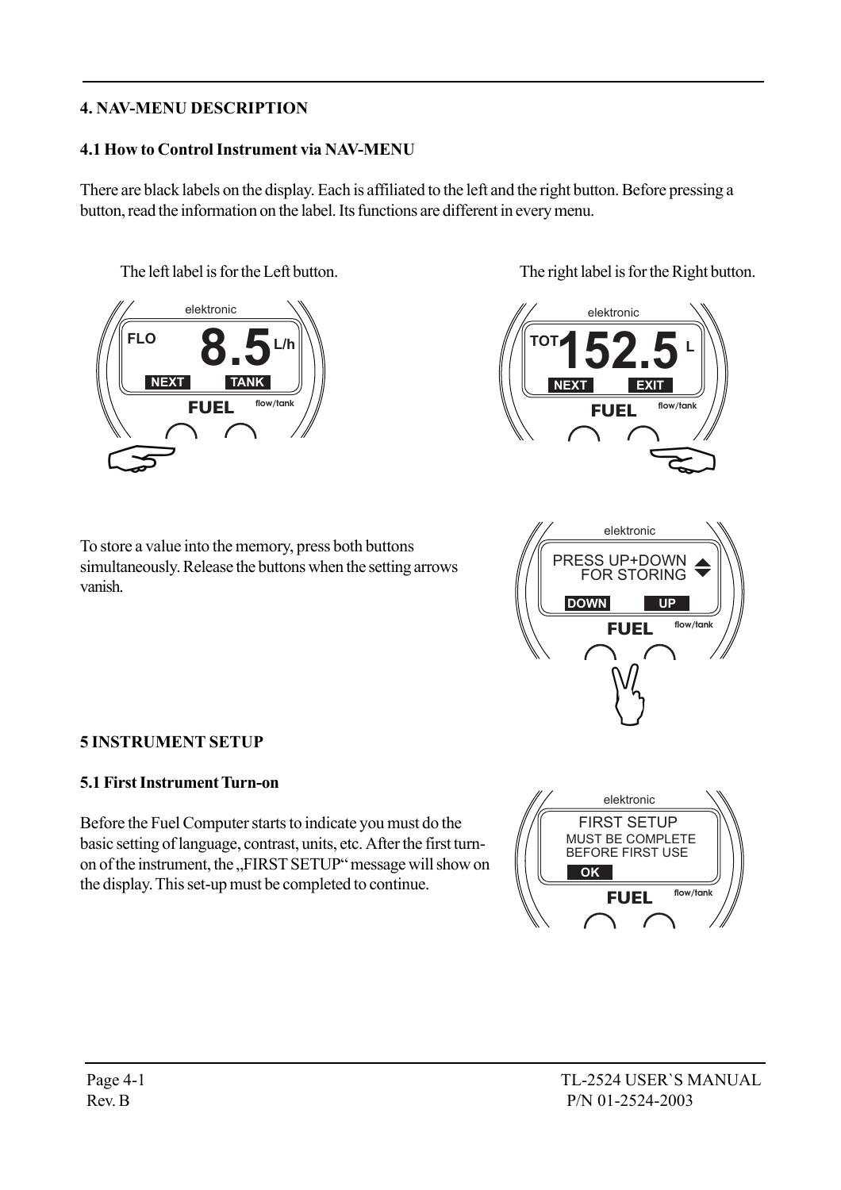## 4. NAV-MENU DESCRIPTION

### 4.1 How to Control Instrument via NAV-MENU

There are black labels on the display. Each is affiliated to the left and the right button. Before pressing a button, read the information on the label. Its functions are different in every menu.

The left label is for the Left button.

The right label is for the Right button.

To store a value into the memory, press both buttons simultaneously. Release the buttons when the setting arrows vanish.

## 5 INSTRUMENT SETUP

### 5.1 First Instrument Turn-on

Before the Fuel Computer starts to indicate you must do the basic setting of language, contrast, units, etc. After the first turn-on of the instrument, the „FIRST SETUP" message will show on the display. This set-up must be completed to continue.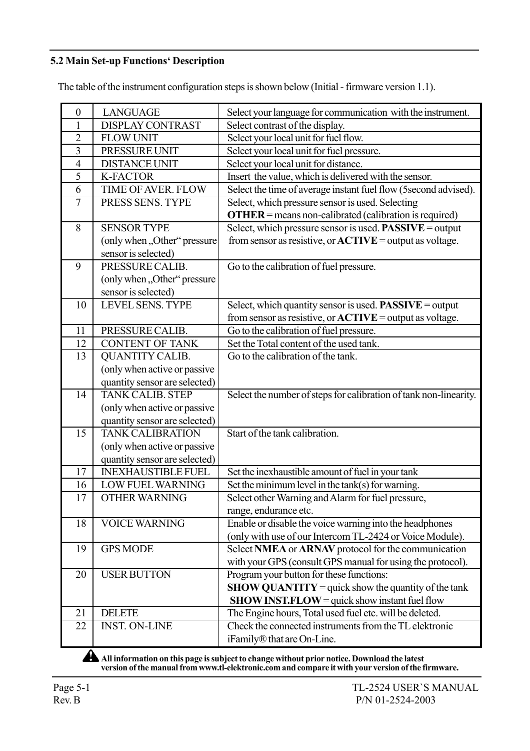### 5.2 Main Set-up Functions' Description

The table of the instrument configuration steps is shown below (Initial - firmware version 1.1).

| | | |
|---|---|---|
| 0 | LANGUAGE | Select your language for communication with the instrument. |
| 1 | DISPLAY CONTRAST | Select contrast of the display. |
| 2 | FLOW UNIT | Select your local unit for fuel flow. |
| 3 | PRESSURE UNIT | Select your local unit for fuel pressure. |
| 4 | DISTANCE UNIT | Select your local unit for distance. |
| 5 | K-FACTOR | Insert the value, which is delivered with the sensor. |
| 6 | TIME OF AVER. FLOW | Select the time of average instant fuel flow (5second advised). |
| 7 | PRESS SENS. TYPE | Select, which pressure sensor is used. Selecting **OTHER** = means non-calibrated (calibration is required) |
| 8 | SENSOR TYPE (only when „Other“ pressure sensor is selected) | Select, which pressure sensor is used. **PASSIVE** = output from sensor as resistive, or **ACTIVE** = output as voltage. |
| 9 | PRESSURE CALIB. (only when „Other“ pressure sensor is selected) | Go to the calibration of fuel pressure. |
| 10 | LEVEL SENS. TYPE | Select, which quantity sensor is used. **PASSIVE** = output from sensor as resistive, or **ACTIVE** = output as voltage. |
| 11 | PRESSURE CALIB. | Go to the calibration of fuel pressure. |
| 12 | CONTENT OF TANK | Set the Total content of the used tank. |
| 13 | QUANTITY CALIB. (only when active or passive quantity sensor are selected) | Go to the calibration of the tank. |
| 14 | TANK CALIB. STEP (only when active or passive quantity sensor are selected) | Select the number of steps for calibration of tank non-linearity. |
| 15 | TANK CALIBRATION (only when active or passive quantity sensor are selected) | Start of the tank calibration. |
| 17 | INEXHAUSTIBLE FUEL | Set the inexhaustible amount of fuel in your tank |
| 16 | LOW FUEL WARNING | Set the minimum level in the tank(s) for warning. |
| 17 | OTHER WARNING | Select other Warning and Alarm for fuel pressure, range, endurance etc. |
| 18 | VOICE WARNING | Enable or disable the voice warning into the headphones (only with use of our Intercom TL-2424 or Voice Module). |
| 19 | GPS MODE | Select **NMEA** or **ARNAV** protocol for the communication with your GPS (consult GPS manual for using the protocol). |
| 20 | USER BUTTON | Program your button for these functions: **SHOW QUANTITY** = quick show the quantity of the tank **SHOW INST.FLOW** = quick show instant fuel flow |
| 21 | DELETE | The Engine hours, Total used fuel etc. will be deleted. |
| 22 | INST. ON-LINE | Check the connected instruments from the TL elektronic iFamily® that are On-Line. |

**All information on this page is subject to change without prior notice. Download the latest version of the manual from www.tl-elektronic.com and compare it with your version of the firmware.**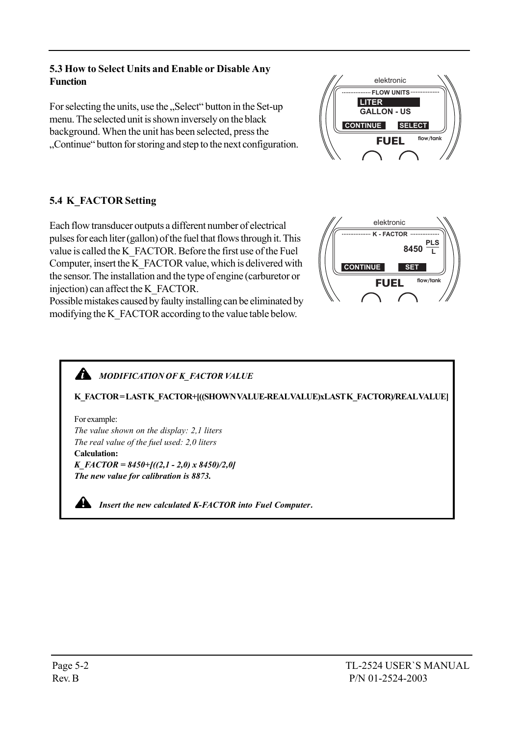### 5.3 How to Select Units and Enable or Disable Any Function

For selecting the units, use the „Select“ button in the Set-up menu. The selected unit is shown inversely on the black background. When the unit has been selected, press the „Continue“ button for storing and step to the next configuration.

elektronic
FLOW UNITS
LITER
GALLON - US
CONTINUE SELECT
FUEL flow/tank

### 5.4 K_FACTOR Setting

Each flow transducer outputs a different number of electrical pulses for each liter (gallon) of the fuel that flows through it. This value is called the K_FACTOR. Before the first use of the Fuel Computer, insert the K_FACTOR value, which is delivered with the sensor. The installation and the type of engine (carburetor or injection) can affect the K_FACTOR.
Possible mistakes caused by faulty installing can be eliminated by modifying the K_FACTOR according to the value table below.

elektronic
K - FACTOR
8450 PLS/L
CONTINUE SET
FUEL flow/tank

***MODIFICATION OF K_FACTOR VALUE***

**K_FACTOR = LAST K_FACTOR+[((SHOWN VALUE-REAL VALUE)xLAST K_FACTOR)/REAL VALUE]**

For example:
*The value shown on the display: 2,1 liters*
*The real value of the fuel used: 2,0 liters*
**Calculation:**
***K_FACTOR = 8450+[((2,1 - 2,0) x 8450)/2,0]***
***The new value for calibration is 8873.***

***Insert the new calculated K-FACTOR into Fuel Computer.***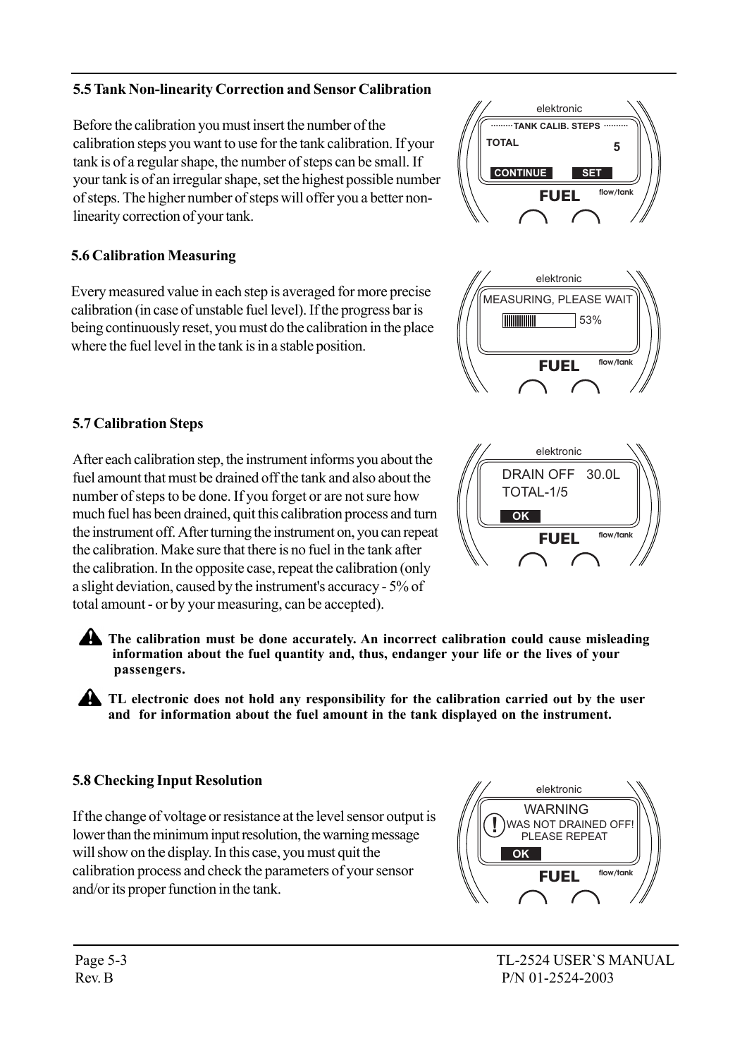### 5.5 Tank Non-linearity Correction and Sensor Calibration

Before the calibration you must insert the number of the calibration steps you want to use for the tank calibration. If your tank is of a regular shape, the number of steps can be small. If your tank is of an irregular shape, set the highest possible number of steps. The higher number of steps will offer you a better non-linearity correction of your tank.

### 5.6 Calibration Measuring

Every measured value in each step is averaged for more precise calibration (in case of unstable fuel level). If the progress bar is being continuously reset, you must do the calibration in the place where the fuel level in the tank is in a stable position.

### 5.7 Calibration Steps

After each calibration step, the instrument informs you about the fuel amount that must be drained off the tank and also about the number of steps to be done. If you forget or are not sure how much fuel has been drained, quit this calibration process and turn the instrument off. After turning the instrument on, you can repeat the calibration. Make sure that there is no fuel in the tank after the calibration. In the opposite case, repeat the calibration (only a slight deviation, caused by the instrument's accuracy - 5% of total amount - or by your measuring, can be accepted).

⚠ **The calibration must be done accurately. An incorrect calibration could cause misleading information about the fuel quantity and, thus, endanger your life or the lives of your passengers.**

⚠ **TL electronic does not hold any responsibility for the calibration carried out by the user and for information about the fuel amount in the tank displayed on the instrument.**

### 5.8 Checking Input Resolution

If the change of voltage or resistance at the level sensor output is lower than the minimum input resolution, the warning message will show on the display. In this case, you must quit the calibration process and check the parameters of your sensor and/or its proper function in the tank.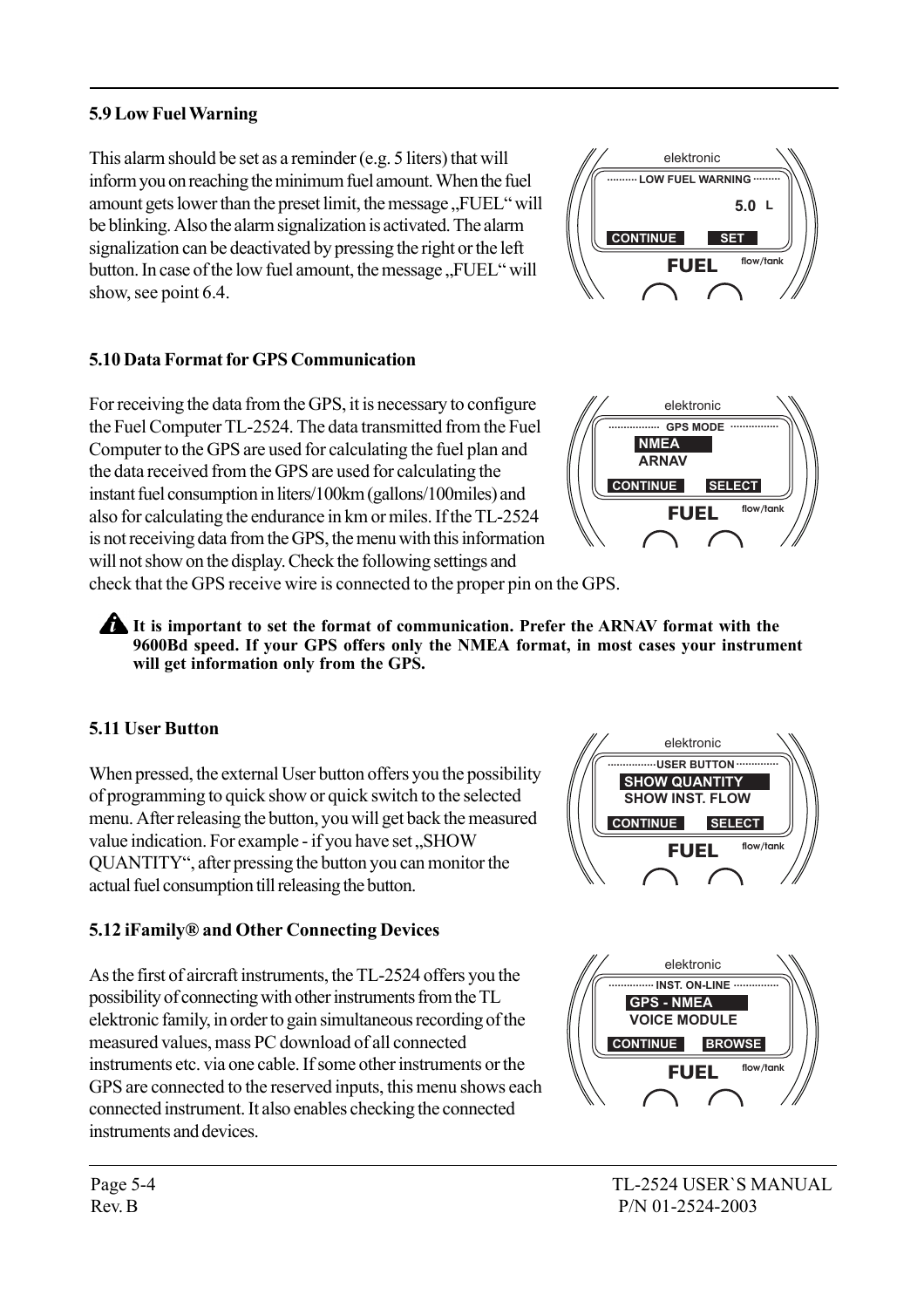### 5.9 Low Fuel Warning

This alarm should be set as a reminder (e.g. 5 liters) that will inform you on reaching the minimum fuel amount. When the fuel amount gets lower than the preset limit, the message „FUEL“ will be blinking. Also the alarm signalization is activated. The alarm signalization can be deactivated by pressing the right or the left button. In case of the low fuel amount, the message „FUEL“ will show, see point 6.4.

### 5.10 Data Format for GPS Communication

For receiving the data from the GPS, it is necessary to configure the Fuel Computer TL-2524. The data transmitted from the Fuel Computer to the GPS are used for calculating the fuel plan and the data received from the GPS are used for calculating the instant fuel consumption in liters/100km (gallons/100miles) and also for calculating the endurance in km or miles. If the TL-2524 is not receiving data from the GPS, the menu with this information will not show on the display. Check the following settings and check that the GPS receive wire is connected to the proper pin on the GPS.

**It is important to set the format of communication. Prefer the ARNAV format with the 9600Bd speed. If your GPS offers only the NMEA format, in most cases your instrument will get information only from the GPS.**

### 5.11 User Button

When pressed, the external User button offers you the possibility of programming to quick show or quick switch to the selected menu. After releasing the button, you will get back the measured value indication. For example - if you have set „SHOW QUANTITY“, after pressing the button you can monitor the actual fuel consumption till releasing the button.

### 5.12 iFamily® and Other Connecting Devices

As the first of aircraft instruments, the TL-2524 offers you the possibility of connecting with other instruments from the TL elektronic family, in order to gain simultaneous recording of the measured values, mass PC download of all connected instruments etc. via one cable. If some other instruments or the GPS are connected to the reserved inputs, this menu shows each connected instrument. It also enables checking the connected instruments and devices.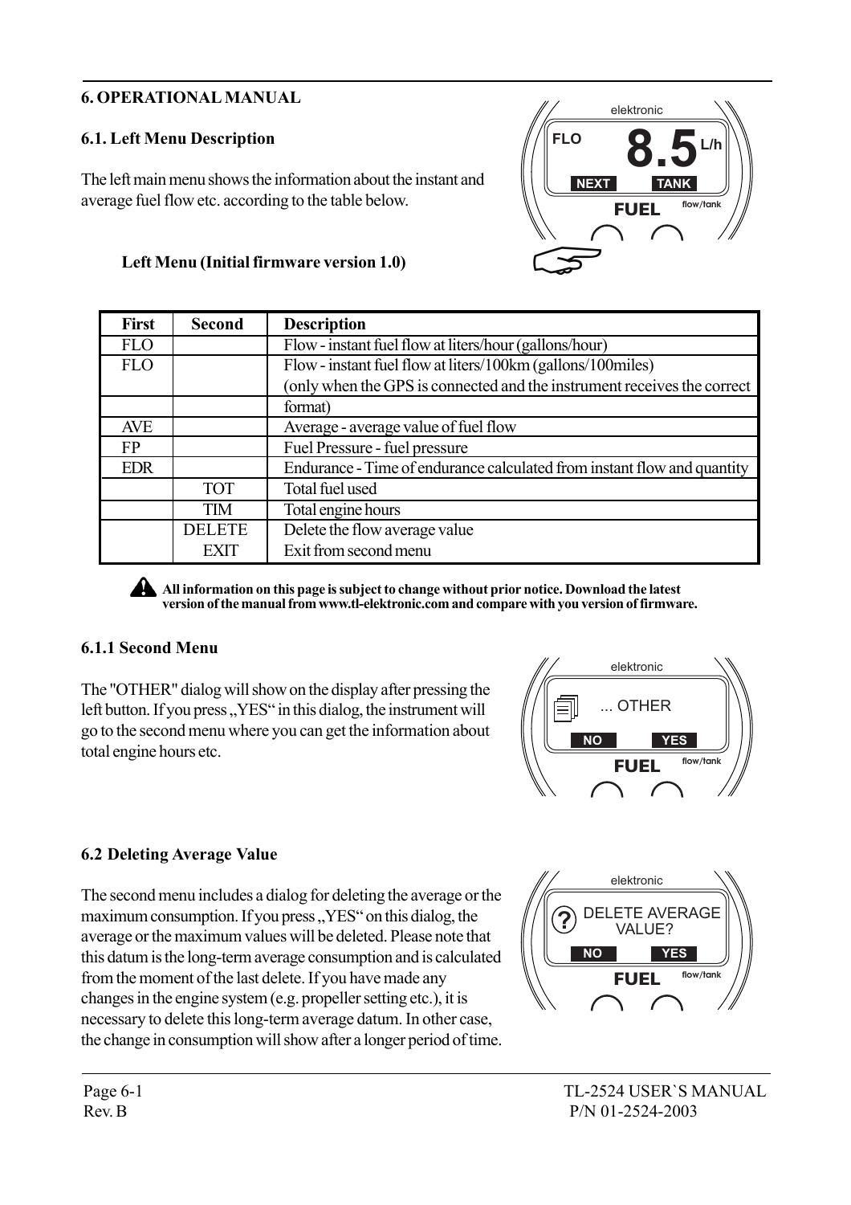## 6. OPERATIONAL MANUAL

### 6.1. Left Menu Description

The left main menu shows the information about the instant and average fuel flow etc. according to the table below.

**Left Menu (Initial firmware version 1.0)**

| First | Second | Description |
|---|---|---|
| FLO | | Flow - instant fuel flow at liters/hour (gallons/hour) |
| FLO | | Flow - instant fuel flow at liters/100km (gallons/100miles) |
| | | (only when the GPS is connected and the instrument receives the correct |
| | | format) |
| AVE | | Average - average value of fuel flow |
| FP | | Fuel Pressure - fuel pressure |
| EDR | | Endurance - Time of endurance calculated from instant flow and quantity |
| | TOT | Total fuel used |
| | TIM | Total engine hours |
| | DELETE | Delete the flow average value |
| | EXIT | Exit from second menu |

**All information on this page is subject to change without prior notice. Download the latest version of the manual from www.tl-elektronic.com and compare with you version of firmware.**

#### 6.1.1 Second Menu

The "OTHER" dialog will show on the display after pressing the left button. If you press „YES" in this dialog, the instrument will go to the second menu where you can get the information about total engine hours etc.

### 6.2 Deleting Average Value

The second menu includes a dialog for deleting the average or the maximum consumption. If you press „YES" on this dialog, the average or the maximum values will be deleted. Please note that this datum is the long-term average consumption and is calculated from the moment of the last delete. If you have made any changes in the engine system (e.g. propeller setting etc.), it is necessary to delete this long-term average datum. In other case, the change in consumption will show after a longer period of time.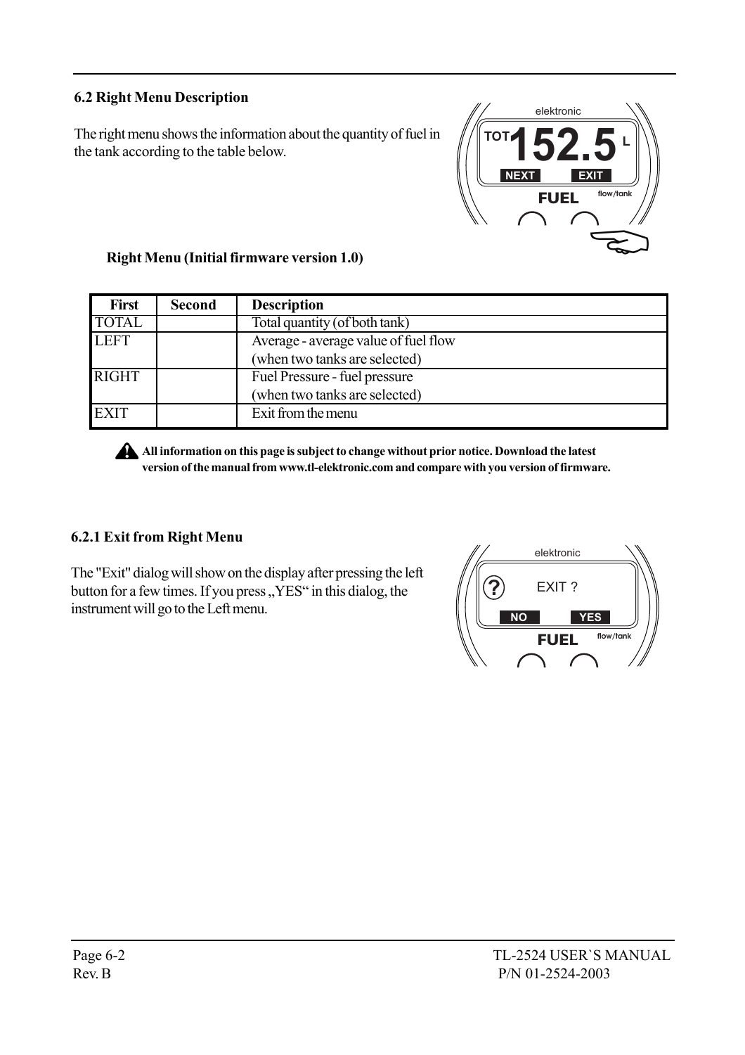### 6.2 Right Menu Description

The right menu shows the information about the quantity of fuel in the tank according to the table below.

**Right Menu (Initial firmware version 1.0)**

| First | Second | Description |
|---|---|---|
| TOTAL | | Total quantity (of both tank) |
| LEFT | | Average - average value of fuel flow (when two tanks are selected) |
| RIGHT | | Fuel Pressure - fuel pressure (when two tanks are selected) |
| EXIT | | Exit from the menu |

**All information on this page is subject to change without prior notice. Download the latest version of the manual from www.tl-elektronic.com and compare with you version of firmware.**

### 6.2.1 Exit from Right Menu

The "Exit" dialog will show on the display after pressing the left button for a few times. If you press „YES" in this dialog, the instrument will go to the Left menu.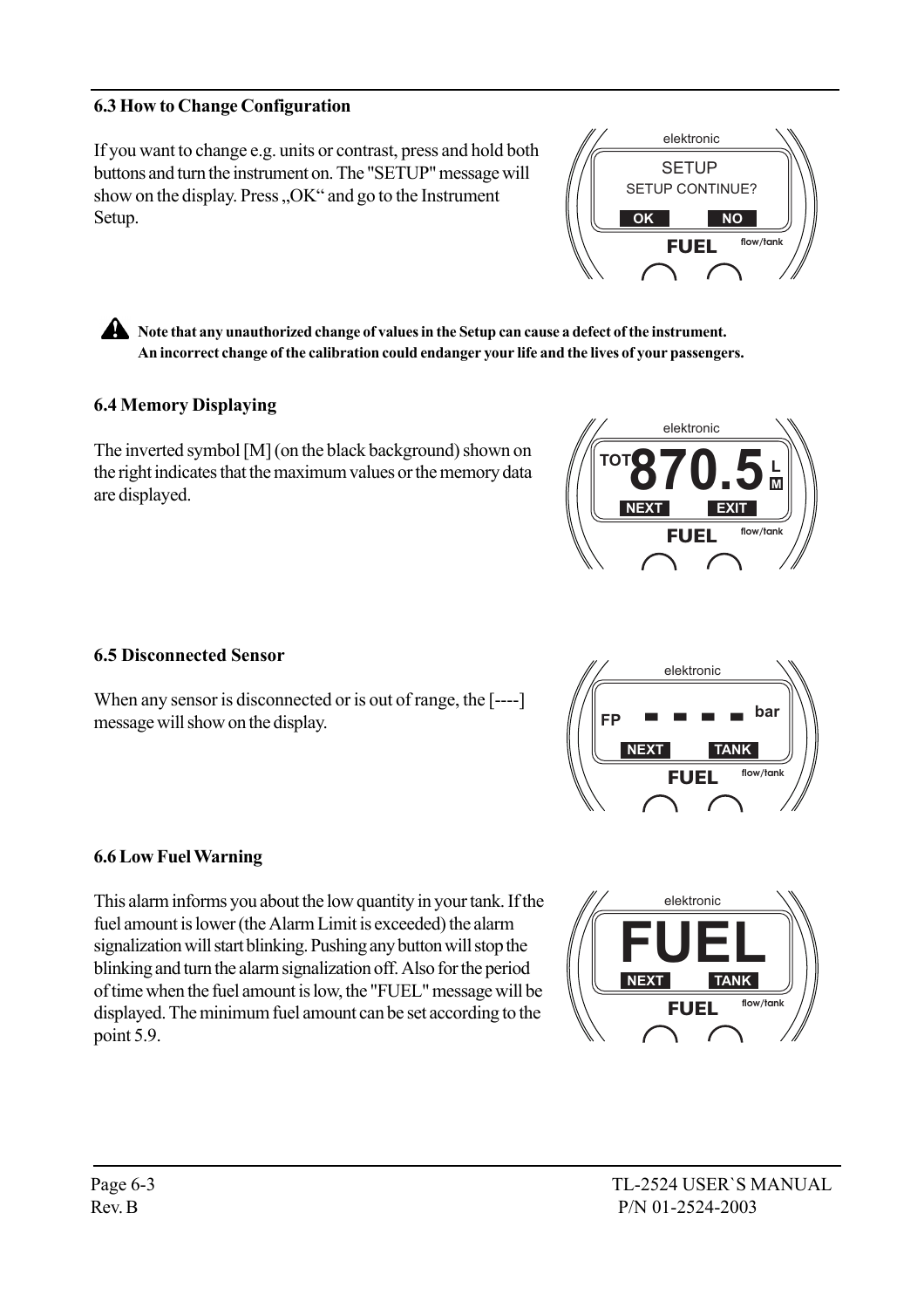### 6.3 How to Change Configuration

If you want to change e.g. units or contrast, press and hold both buttons and turn the instrument on. The "SETUP" message will show on the display. Press „OK“ and go to the Instrument Setup.

**Note that any unauthorized change of values in the Setup can cause a defect of the instrument. An incorrect change of the calibration could endanger your life and the lives of your passengers.**

### 6.4 Memory Displaying

The inverted symbol [M] (on the black background) shown on the right indicates that the maximum values or the memory data are displayed.

### 6.5 Disconnected Sensor

When any sensor is disconnected or is out of range, the [----] message will show on the display.

### 6.6 Low Fuel Warning

This alarm informs you about the low quantity in your tank. If the fuel amount is lower (the Alarm Limit is exceeded) the alarm signalization will start blinking. Pushing any button will stop the blinking and turn the alarm signalization off. Also for the period of time when the fuel amount is low, the "FUEL" message will be displayed. The minimum fuel amount can be set according to the point 5.9.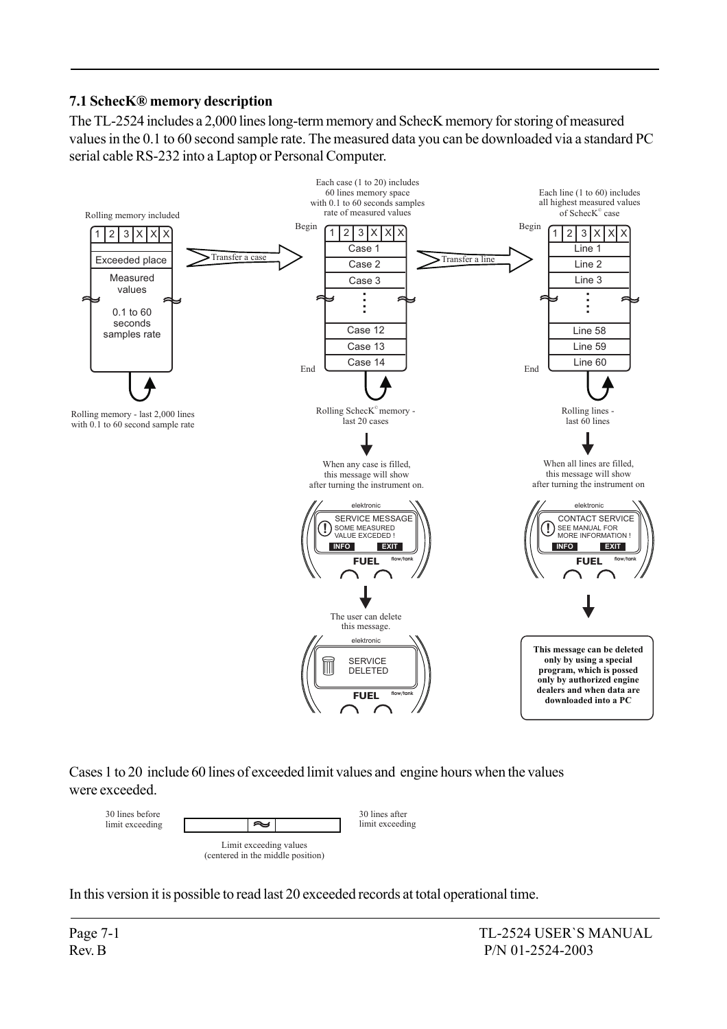## 7.1 ScheckK® memory description

The TL-2524 includes a 2,000 lines long-term memory and ScheckK memory for storing of measured values in the 0.1 to 60 second sample rate. The measured data you can be downloaded via a standard PC serial cable RS-232 into a Laptop or Personal Computer.

Rolling memory included

1 | 2 | 3 | X | X | X

Exceeded place

Measured values

0.1 to 60 seconds samples rate

Rolling memory - last 2,000 lines with 0.1 to 60 second sample rate

Transfer a case

Each case (1 to 20) includes 60 lines memory space with 0.1 to 60 seconds samples rate of measured values

Begin

1 | 2 | 3 | X | X | X

Case 1
Case 2
Case 3
Case 12
Case 13
Case 14

End

Rolling ScheckK© memory - last 20 cases

When any case is filled, this message will show after turning the instrument on.

elektronic
SERVICE MESSAGE
SOME MEASURED VALUE EXCEDED !
INFO EXIT
FUEL flow/tank

The user can delete this message.

elektronic
SERVICE DELETED
FUEL flow/tank

Transfer a line

Each line (1 to 60) includes all highest measured values of ScheckK© case

Begin

1 | 2 | 3 | X | X | X

Line 1
Line 2
Line 3
Line 58
Line 59
Line 60

End

Rolling lines - last 60 lines

When all lines are filled, this message will show after turning the instrument on

elektronic
CONTACT SERVICE
SEE MANUAL FOR MORE INFORMATION !
INFO EXIT
FUEL flow/tank

**This message can be deleted only by using a special program, which is possed only by authorized engine dealers and when data are downloaded into a PC**

Cases 1 to 20 include 60 lines of exceeded limit values and engine hours when the values were exceeded.

30 lines before limit exceeding

30 lines after limit exceeding

Limit exceeding values (centered in the middle position)

In this version it is possible to read last 20 exceeded records at total operational time.